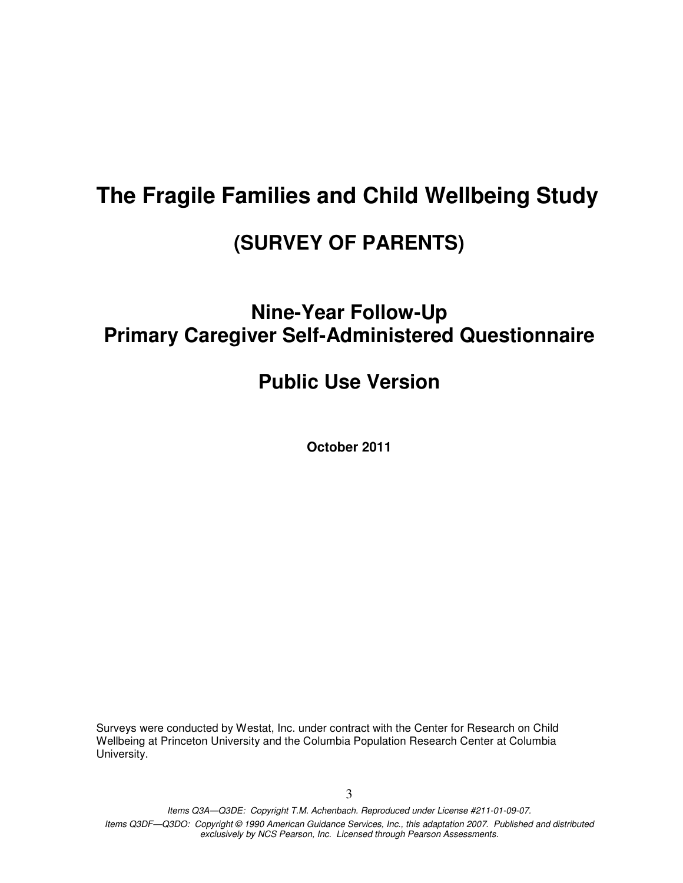# The Fragile Families and Child Wellbeing Study

## (SURVEY OF PARENTS)

## Nine-Year Follow-Up
## Primary Caregiver Self-Administered Questionnaire

## Public Use Version

**October 2011**

Surveys were conducted by Westat, Inc. under contract with the Center for Research on Child Wellbeing at Princeton University and the Columbia Population Research Center at Columbia University.

*Items Q3A—Q3DE: Copyright T.M. Achenbach. Reproduced under License #211-01-09-07.*

*Items Q3DF—Q3DO: Copyright © 1990 American Guidance Services, Inc., this adaptation 2007. Published and distributed exclusively by NCS Pearson, Inc. Licensed through Pearson Assessments.*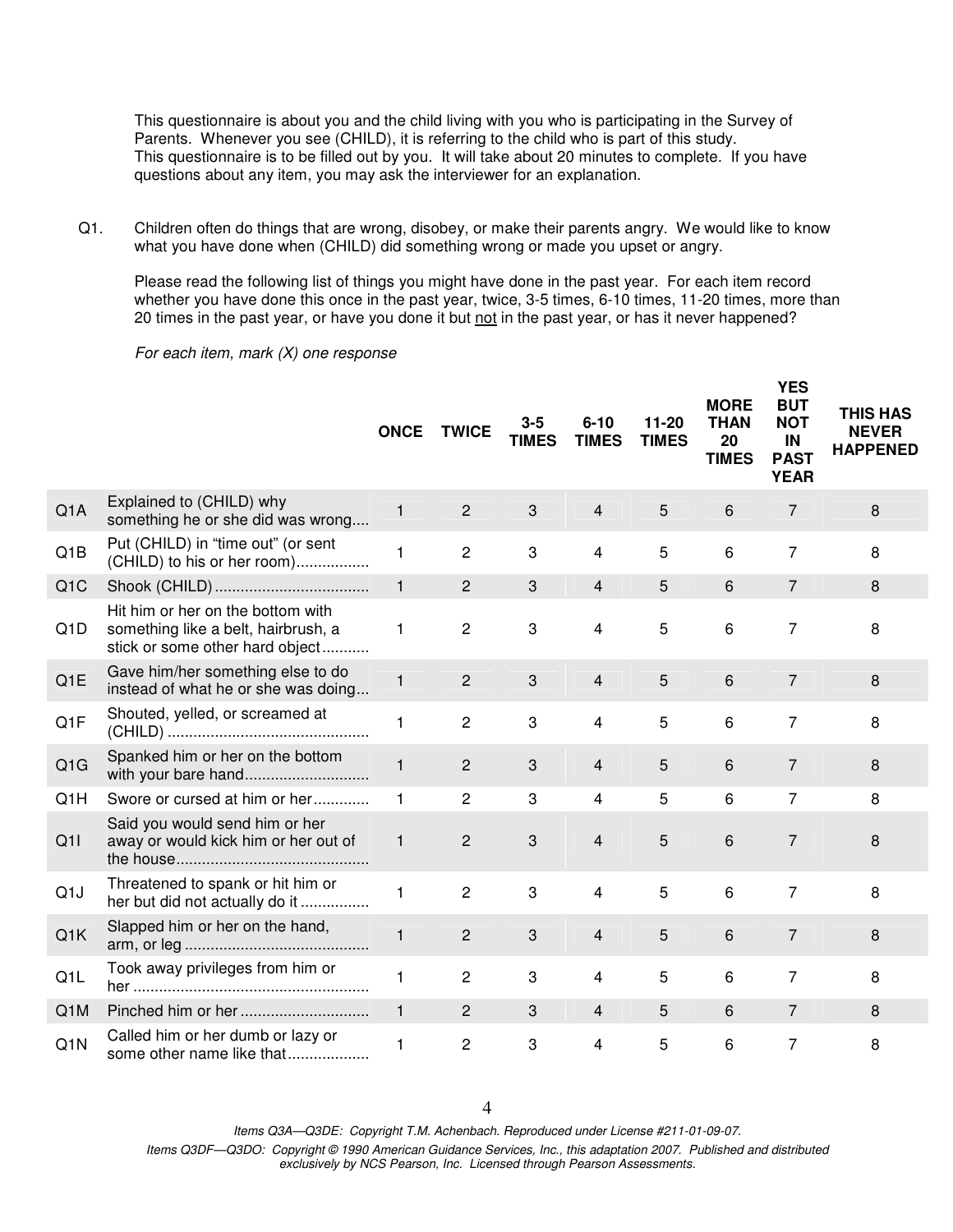This questionnaire is about you and the child living with you who is participating in the Survey of Parents. Whenever you see (CHILD), it is referring to the child who is part of this study. This questionnaire is to be filled out by you. It will take about 20 minutes to complete. If you have questions about any item, you may ask the interviewer for an explanation.

Q1. Children often do things that are wrong, disobey, or make their parents angry. We would like to know what you have done when (CHILD) did something wrong or made you upset or angry.

Please read the following list of things you might have done in the past year. For each item record whether you have done this once in the past year, twice, 3-5 times, 6-10 times, 11-20 times, more than 20 times in the past year, or have you done it but not in the past year, or has it never happened?

*For each item, mark (X) one response*

| | | ONCE | TWICE | 3-5 TIMES | 6-10 TIMES | 11-20 TIMES | MORE THAN 20 TIMES | YES BUT NOT IN PAST YEAR | THIS HAS NEVER HAPPENED |
|---|---|---|---|---|---|---|---|---|---|
| Q1A | Explained to (CHILD) why something he or she did was wrong.... | 1 | 2 | 3 | 4 | 5 | 6 | 7 | 8 |
| Q1B | Put (CHILD) in "time out" (or sent (CHILD) to his or her room)................ | 1 | 2 | 3 | 4 | 5 | 6 | 7 | 8 |
| Q1C | Shook (CHILD)................................... | 1 | 2 | 3 | 4 | 5 | 6 | 7 | 8 |
| Q1D | Hit him or her on the bottom with something like a belt, hairbrush, a stick or some other hard object........... | 1 | 2 | 3 | 4 | 5 | 6 | 7 | 8 |
| Q1E | Gave him/her something else to do instead of what he or she was doing... | 1 | 2 | 3 | 4 | 5 | 6 | 7 | 8 |
| Q1F | Shouted, yelled, or screamed at (CHILD)............................................. | 1 | 2 | 3 | 4 | 5 | 6 | 7 | 8 |
| Q1G | Spanked him or her on the bottom with your bare hand............................ | 1 | 2 | 3 | 4 | 5 | 6 | 7 | 8 |
| Q1H | Swore or cursed at him or her............ | 1 | 2 | 3 | 4 | 5 | 6 | 7 | 8 |
| Q1I | Said you would send him or her away or would kick him or her out of the house............................................ | 1 | 2 | 3 | 4 | 5 | 6 | 7 | 8 |
| Q1J | Threatened to spank or hit him or her but did not actually do it ............... | 1 | 2 | 3 | 4 | 5 | 6 | 7 | 8 |
| Q1K | Slapped him or her on the hand, arm, or leg .......................................... | 1 | 2 | 3 | 4 | 5 | 6 | 7 | 8 |
| Q1L | Took away privileges from him or her ...................................................... | 1 | 2 | 3 | 4 | 5 | 6 | 7 | 8 |
| Q1M | Pinched him or her ............................ | 1 | 2 | 3 | 4 | 5 | 6 | 7 | 8 |
| Q1N | Called him or her dumb or lazy or some other name like that................... | 1 | 2 | 3 | 4 | 5 | 6 | 7 | 8 |

*Items Q3A—Q3DE: Copyright T.M. Achenbach. Reproduced under License #211-01-09-07.*
*Items Q3DF—Q3DO: Copyright © 1990 American Guidance Services, Inc., this adaptation 2007. Published and distributed exclusively by NCS Pearson, Inc. Licensed through Pearson Assessments.*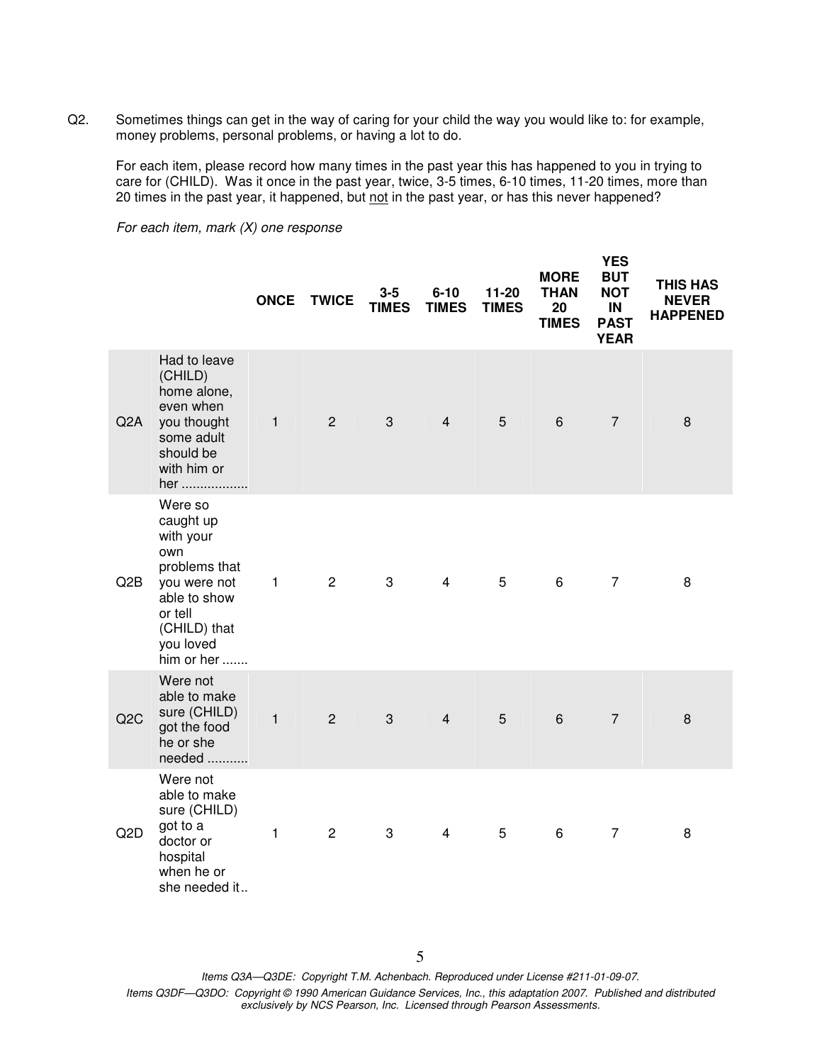Q2. Sometimes things can get in the way of caring for your child the way you would like to: for example, money problems, personal problems, or having a lot to do.

For each item, please record how many times in the past year this has happened to you in trying to care for (CHILD). Was it once in the past year, twice, 3-5 times, 6-10 times, 11-20 times, more than 20 times in the past year, it happened, but not in the past year, or has this never happened?

*For each item, mark (X) one response*

| | | ONCE | TWICE | 3-5 TIMES | 6-10 TIMES | 11-20 TIMES | MORE THAN 20 TIMES | YES BUT NOT IN PAST YEAR | THIS HAS NEVER HAPPENED |
|---|---|---|---|---|---|---|---|---|---|
| Q2A | Had to leave (CHILD) home alone, even when you thought some adult should be with him or her .................. | 1 | 2 | 3 | 4 | 5 | 6 | 7 | 8 |
| Q2B | Were so caught up with your own problems that you were not able to show or tell (CHILD) that you loved him or her ....... | 1 | 2 | 3 | 4 | 5 | 6 | 7 | 8 |
| Q2C | Were not able to make sure (CHILD) got the food he or she needed ........... | 1 | 2 | 3 | 4 | 5 | 6 | 7 | 8 |
| Q2D | Were not able to make sure (CHILD) got to a doctor or hospital when he or she needed it.. | 1 | 2 | 3 | 4 | 5 | 6 | 7 | 8 |

*Items Q3A—Q3DE: Copyright T.M. Achenbach. Reproduced under License #211-01-09-07.*

*Items Q3DF—Q3DO: Copyright © 1990 American Guidance Services, Inc., this adaptation 2007. Published and distributed exclusively by NCS Pearson, Inc. Licensed through Pearson Assessments.*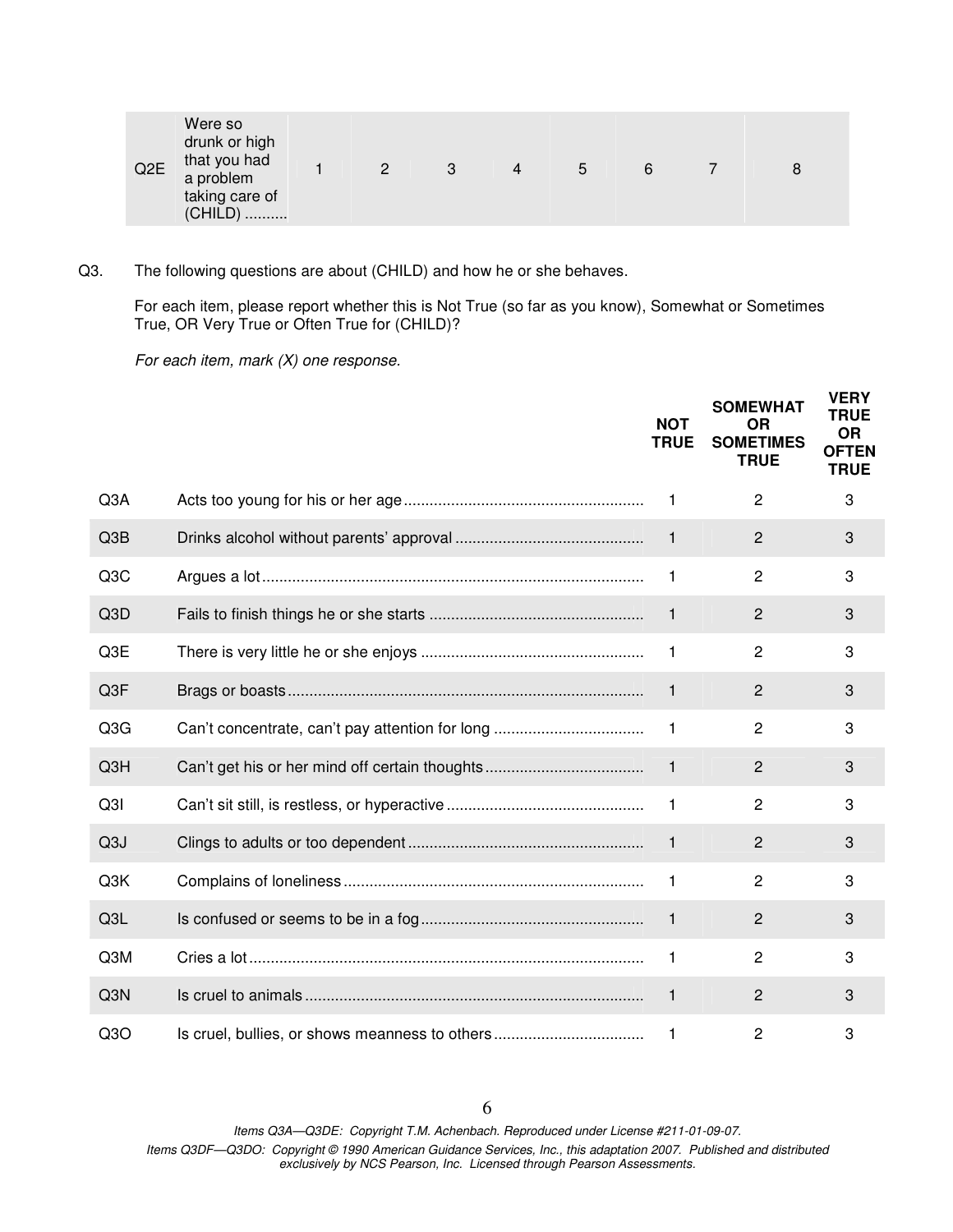| Q2E | Were so drunk or high that you had a problem taking care of (CHILD) .......... | 1 | 2 | 3 | 4 | 5 | 6 | 7 | 8 |
|---|---|---|---|---|---|---|---|---|---|

Q3. The following questions are about (CHILD) and how he or she behaves.

For each item, please report whether this is Not True (so far as you know), Somewhat or Sometimes True, OR Very True or Often True for (CHILD)?

*For each item, mark (X) one response.*

| | | NOT TRUE | SOMEWHAT OR SOMETIMES TRUE | VERY TRUE OR OFTEN TRUE |
|---|---|---|---|---|
| Q3A | Acts too young for his or her age........................................................ | 1 | 2 | 3 |
| Q3B | Drinks alcohol without parents' approval ........................................... | 1 | 2 | 3 |
| Q3C | Argues a lot.......................................................................................... | 1 | 2 | 3 |
| Q3D | Fails to finish things he or she starts ................................................. | 1 | 2 | 3 |
| Q3E | There is very little he or she enjoys ................................................... | 1 | 2 | 3 |
| Q3F | Brags or boasts.................................................................................... | 1 | 2 | 3 |
| Q3G | Can't concentrate, can't pay attention for long .................................. | 1 | 2 | 3 |
| Q3H | Can't get his or her mind off certain thoughts..................................... | 1 | 2 | 3 |
| Q3I | Can't sit still, is restless, or hyperactive ............................................. | 1 | 2 | 3 |
| Q3J | Clings to adults or too dependent ....................................................... | 1 | 2 | 3 |
| Q3K | Complains of loneliness...................................................................... | 1 | 2 | 3 |
| Q3L | Is confused or seems to be in a fog.................................................... | 1 | 2 | 3 |
| Q3M | Cries a lot............................................................................................ | 1 | 2 | 3 |
| Q3N | Is cruel to animals............................................................................... | 1 | 2 | 3 |
| Q3O | Is cruel, bullies, or shows meanness to others.................................. | 1 | 2 | 3 |

*Items Q3A—Q3DE: Copyright T.M. Achenbach. Reproduced under License #211-01-09-07.*

*Items Q3DF—Q3DO: Copyright © 1990 American Guidance Services, Inc., this adaptation 2007. Published and distributed exclusively by NCS Pearson, Inc. Licensed through Pearson Assessments.*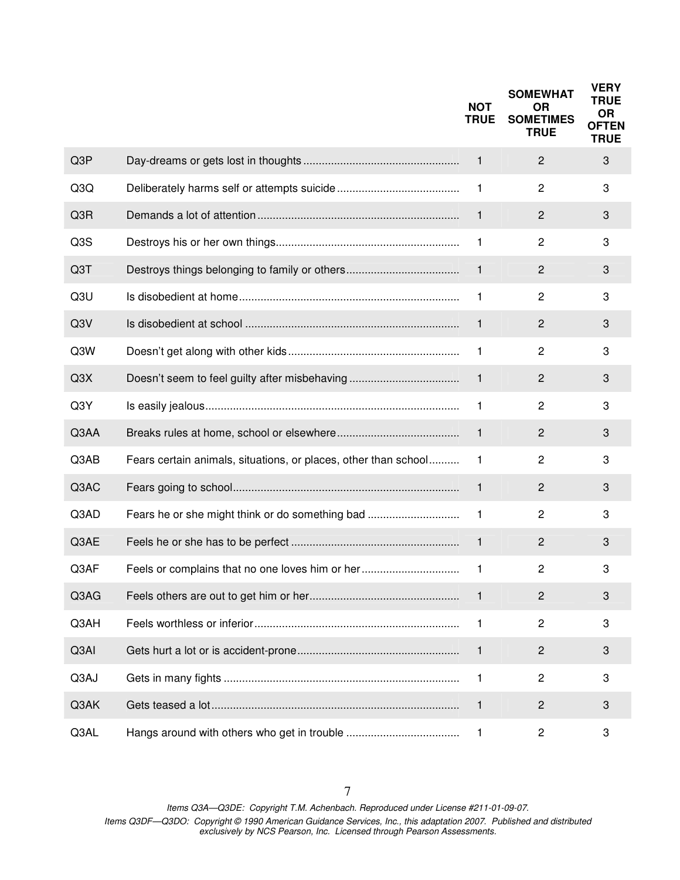| | | NOT TRUE | SOMEWHAT OR SOMETIMES TRUE | VERY TRUE OR OFTEN TRUE |
|---|---|---|---|---|
| Q3P | Day-dreams or gets lost in thoughts | 1 | 2 | 3 |
| Q3Q | Deliberately harms self or attempts suicide | 1 | 2 | 3 |
| Q3R | Demands a lot of attention | 1 | 2 | 3 |
| Q3S | Destroys his or her own things | 1 | 2 | 3 |
| Q3T | Destroys things belonging to family or others | 1 | 2 | 3 |
| Q3U | Is disobedient at home | 1 | 2 | 3 |
| Q3V | Is disobedient at school | 1 | 2 | 3 |
| Q3W | Doesn't get along with other kids | 1 | 2 | 3 |
| Q3X | Doesn't seem to feel guilty after misbehaving | 1 | 2 | 3 |
| Q3Y | Is easily jealous | 1 | 2 | 3 |
| Q3AA | Breaks rules at home, school or elsewhere | 1 | 2 | 3 |
| Q3AB | Fears certain animals, situations, or places, other than school | 1 | 2 | 3 |
| Q3AC | Fears going to school | 1 | 2 | 3 |
| Q3AD | Fears he or she might think or do something bad | 1 | 2 | 3 |
| Q3AE | Feels he or she has to be perfect | 1 | 2 | 3 |
| Q3AF | Feels or complains that no one loves him or her | 1 | 2 | 3 |
| Q3AG | Feels others are out to get him or her | 1 | 2 | 3 |
| Q3AH | Feels worthless or inferior | 1 | 2 | 3 |
| Q3AI | Gets hurt a lot or is accident-prone | 1 | 2 | 3 |
| Q3AJ | Gets in many fights | 1 | 2 | 3 |
| Q3AK | Gets teased a lot | 1 | 2 | 3 |
| Q3AL | Hangs around with others who get in trouble | 1 | 2 | 3 |

*Items Q3A—Q3DE: Copyright T.M. Achenbach. Reproduced under License #211-01-09-07.*
*Items Q3DF—Q3DO: Copyright © 1990 American Guidance Services, Inc., this adaptation 2007. Published and distributed exclusively by NCS Pearson, Inc. Licensed through Pearson Assessments.*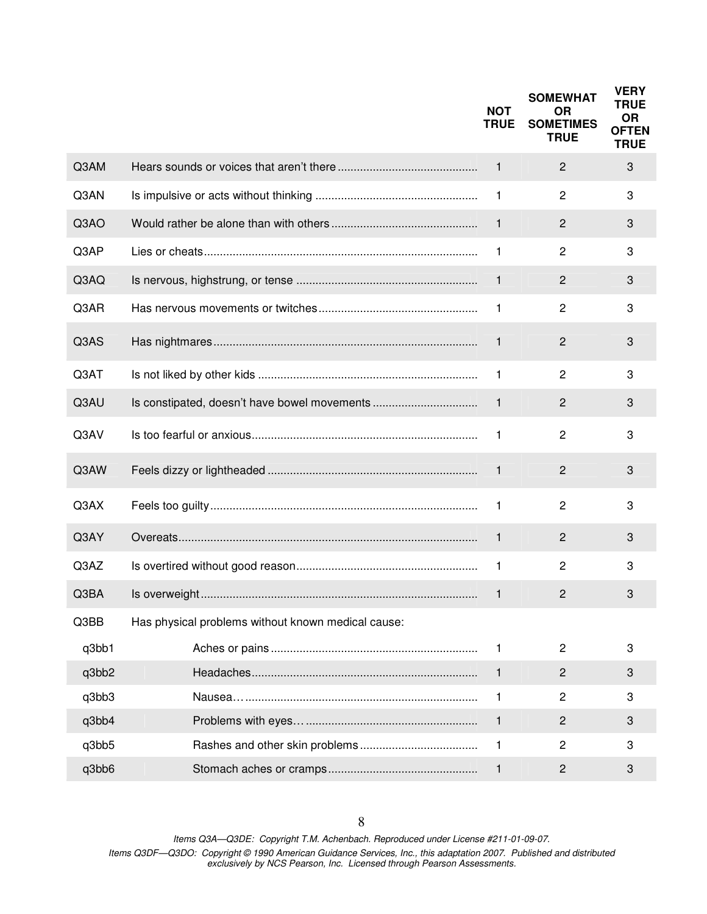| | | NOT TRUE | SOMEWHAT OR SOMETIMES TRUE | VERY TRUE OR OFTEN TRUE |
|---|---|---|---|---|
| Q3AM | Hears sounds or voices that aren't there | 1 | 2 | 3 |
| Q3AN | Is impulsive or acts without thinking | 1 | 2 | 3 |
| Q3AO | Would rather be alone than with others | 1 | 2 | 3 |
| Q3AP | Lies or cheats | 1 | 2 | 3 |
| Q3AQ | Is nervous, highstrung, or tense | 1 | 2 | 3 |
| Q3AR | Has nervous movements or twitches | 1 | 2 | 3 |
| Q3AS | Has nightmares | 1 | 2 | 3 |
| Q3AT | Is not liked by other kids | 1 | 2 | 3 |
| Q3AU | Is constipated, doesn't have bowel movements | 1 | 2 | 3 |
| Q3AV | Is too fearful or anxious | 1 | 2 | 3 |
| Q3AW | Feels dizzy or lightheaded | 1 | 2 | 3 |
| Q3AX | Feels too guilty | 1 | 2 | 3 |
| Q3AY | Overeats | 1 | 2 | 3 |
| Q3AZ | Is overtired without good reason | 1 | 2 | 3 |
| Q3BA | Is overweight | 1 | 2 | 3 |
| Q3BB | Has physical problems without known medical cause: | | | |
| q3bb1 | Aches or pains | 1 | 2 | 3 |
| q3bb2 | Headaches | 1 | 2 | 3 |
| q3bb3 | Nausea… | 1 | 2 | 3 |
| q3bb4 | Problems with eyes… | 1 | 2 | 3 |
| q3bb5 | Rashes and other skin problems | 1 | 2 | 3 |
| q3bb6 | Stomach aches or cramps | 1 | 2 | 3 |

*Items Q3A—Q3DE: Copyright T.M. Achenbach. Reproduced under License #211-01-09-07.*

*Items Q3DF—Q3DO: Copyright © 1990 American Guidance Services, Inc., this adaptation 2007. Published and distributed exclusively by NCS Pearson, Inc. Licensed through Pearson Assessments.*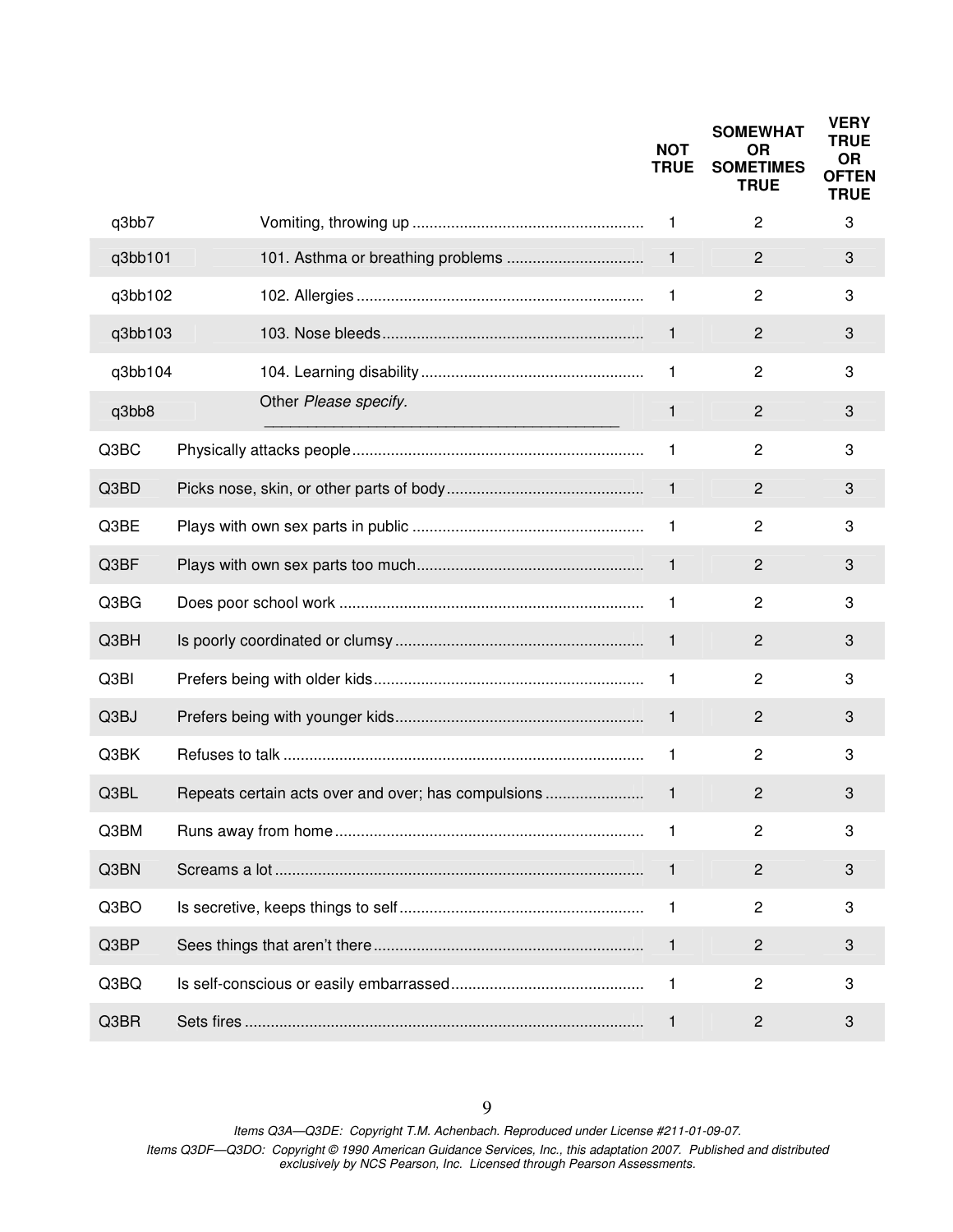| | | NOT TRUE | SOMEWHAT OR SOMETIMES TRUE | VERY TRUE OR OFTEN TRUE |
|---|---|---|---|---|
| q3bb7 | Vomiting, throwing up | 1 | 2 | 3 |
| q3bb101 | 101. Asthma or breathing problems | 1 | 2 | 3 |
| q3bb102 | 102. Allergies | 1 | 2 | 3 |
| q3bb103 | 103. Nose bleeds | 1 | 2 | 3 |
| q3bb104 | 104. Learning disability | 1 | 2 | 3 |
| q3bb8 | Other *Please specify.* ____________________ | 1 | 2 | 3 |
| Q3BC | Physically attacks people | 1 | 2 | 3 |
| Q3BD | Picks nose, skin, or other parts of body | 1 | 2 | 3 |
| Q3BE | Plays with own sex parts in public | 1 | 2 | 3 |
| Q3BF | Plays with own sex parts too much | 1 | 2 | 3 |
| Q3BG | Does poor school work | 1 | 2 | 3 |
| Q3BH | Is poorly coordinated or clumsy | 1 | 2 | 3 |
| Q3BI | Prefers being with older kids | 1 | 2 | 3 |
| Q3BJ | Prefers being with younger kids | 1 | 2 | 3 |
| Q3BK | Refuses to talk | 1 | 2 | 3 |
| Q3BL | Repeats certain acts over and over; has compulsions | 1 | 2 | 3 |
| Q3BM | Runs away from home | 1 | 2 | 3 |
| Q3BN | Screams a lot | 1 | 2 | 3 |
| Q3BO | Is secretive, keeps things to self | 1 | 2 | 3 |
| Q3BP | Sees things that aren't there | 1 | 2 | 3 |
| Q3BQ | Is self-conscious or easily embarrassed | 1 | 2 | 3 |
| Q3BR | Sets fires | 1 | 2 | 3 |

*Items Q3A—Q3DE: Copyright T.M. Achenbach. Reproduced under License #211-01-09-07.*

*Items Q3DF—Q3DO: Copyright © 1990 American Guidance Services, Inc., this adaptation 2007. Published and distributed exclusively by NCS Pearson, Inc. Licensed through Pearson Assessments.*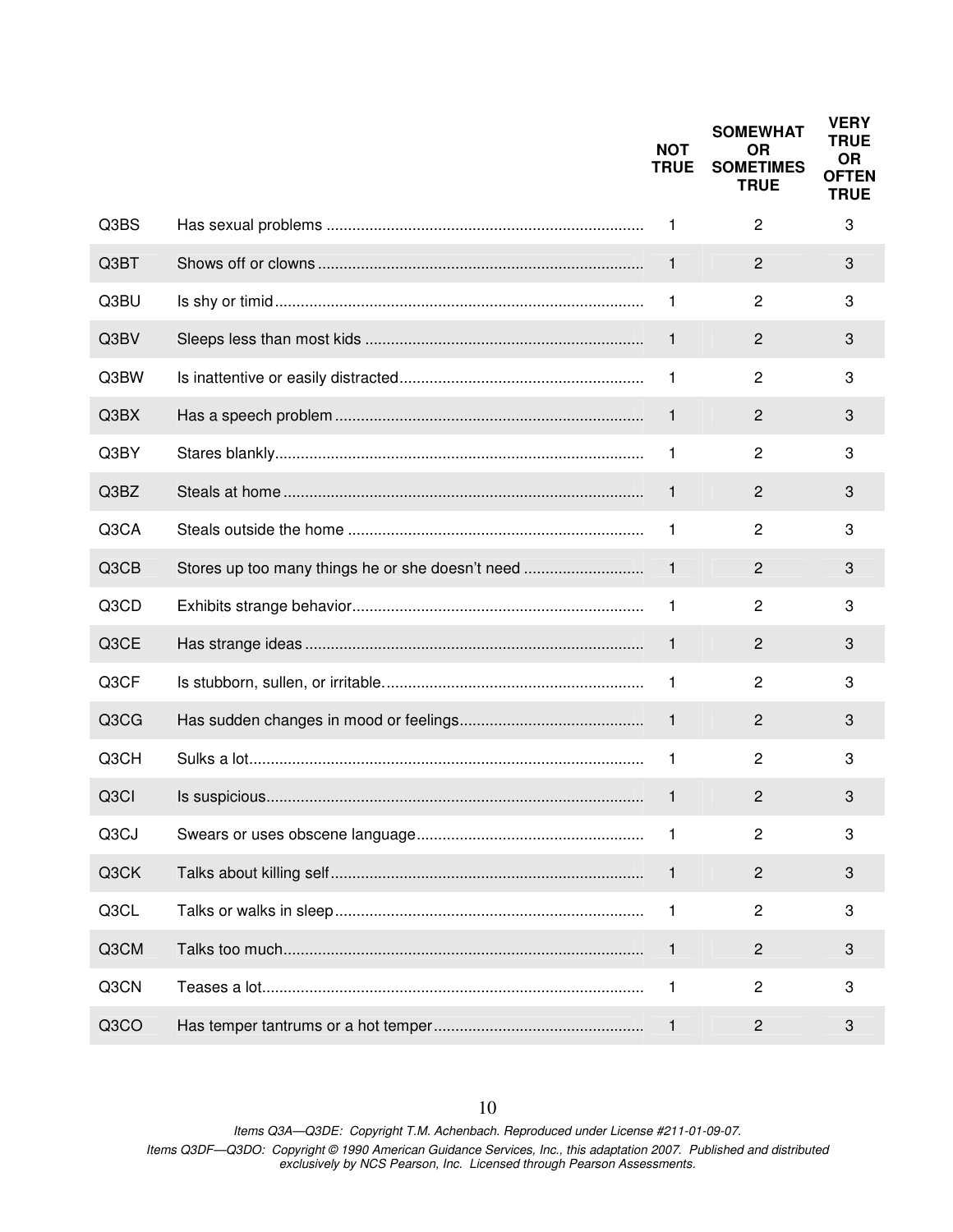| | | NOT TRUE | SOMEWHAT OR SOMETIMES TRUE | VERY TRUE OR OFTEN TRUE |
|---|---|---|---|---|
| Q3BS | Has sexual problems | 1 | 2 | 3 |
| Q3BT | Shows off or clowns | 1 | 2 | 3 |
| Q3BU | Is shy or timid | 1 | 2 | 3 |
| Q3BV | Sleeps less than most kids | 1 | 2 | 3 |
| Q3BW | Is inattentive or easily distracted | 1 | 2 | 3 |
| Q3BX | Has a speech problem | 1 | 2 | 3 |
| Q3BY | Stares blankly | 1 | 2 | 3 |
| Q3BZ | Steals at home | 1 | 2 | 3 |
| Q3CA | Steals outside the home | 1 | 2 | 3 |
| Q3CB | Stores up too many things he or she doesn't need | 1 | 2 | 3 |
| Q3CD | Exhibits strange behavior | 1 | 2 | 3 |
| Q3CE | Has strange ideas | 1 | 2 | 3 |
| Q3CF | Is stubborn, sullen, or irritable. | 1 | 2 | 3 |
| Q3CG | Has sudden changes in mood or feelings | 1 | 2 | 3 |
| Q3CH | Sulks a lot | 1 | 2 | 3 |
| Q3CI | Is suspicious | 1 | 2 | 3 |
| Q3CJ | Swears or uses obscene language | 1 | 2 | 3 |
| Q3CK | Talks about killing self | 1 | 2 | 3 |
| Q3CL | Talks or walks in sleep | 1 | 2 | 3 |
| Q3CM | Talks too much | 1 | 2 | 3 |
| Q3CN | Teases a lot | 1 | 2 | 3 |
| Q3CO | Has temper tantrums or a hot temper | 1 | 2 | 3 |

*Items Q3A—Q3DE: Copyright T.M. Achenbach. Reproduced under License #211-01-09-07.*

*Items Q3DF—Q3DO: Copyright © 1990 American Guidance Services, Inc., this adaptation 2007. Published and distributed exclusively by NCS Pearson, Inc. Licensed through Pearson Assessments.*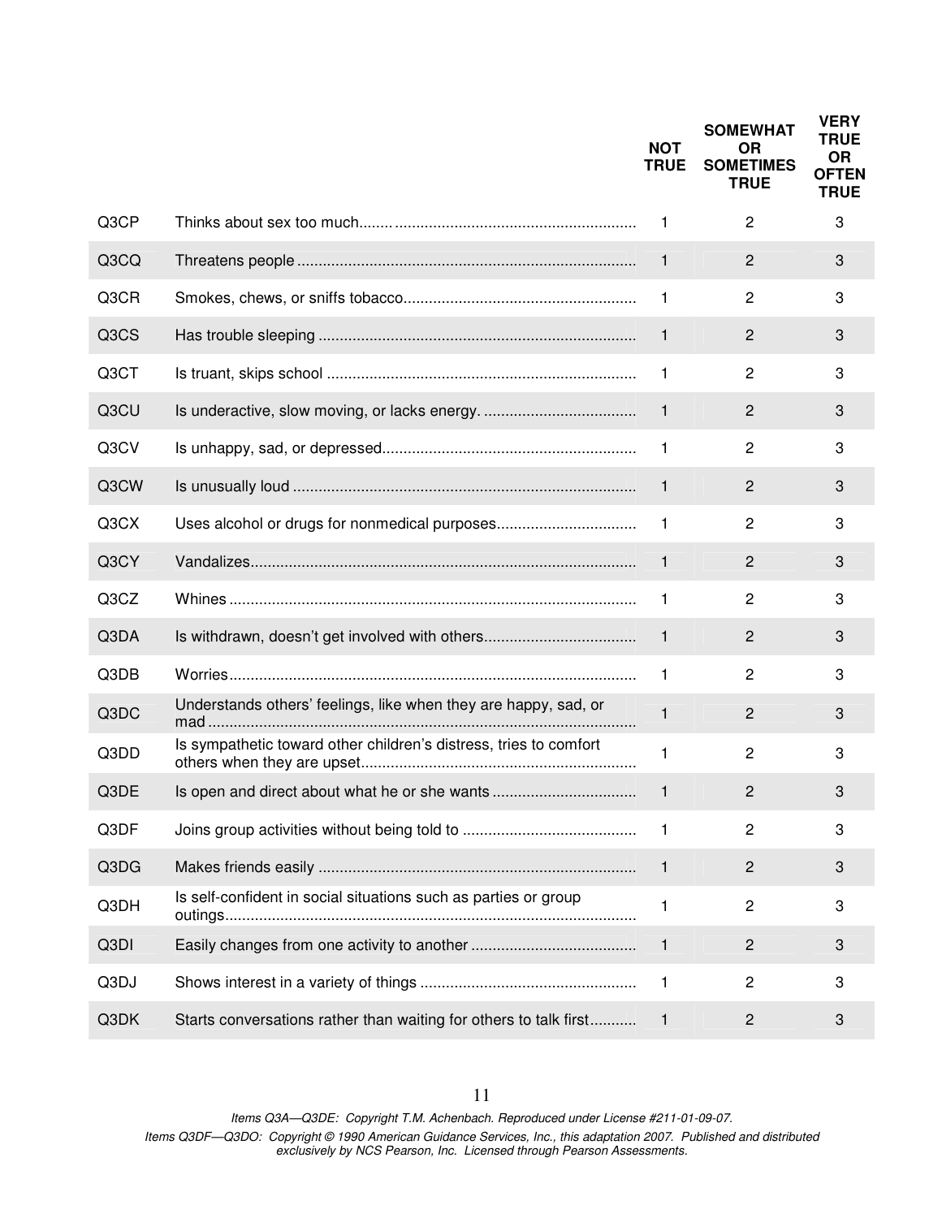| | | NOT TRUE | SOMEWHAT OR SOMETIMES TRUE | VERY TRUE OR OFTEN TRUE |
|---|---|---|---|---|
| Q3CP | Thinks about sex too much | 1 | 2 | 3 |
| Q3CQ | Threatens people | 1 | 2 | 3 |
| Q3CR | Smokes, chews, or sniffs tobacco | 1 | 2 | 3 |
| Q3CS | Has trouble sleeping | 1 | 2 | 3 |
| Q3CT | Is truant, skips school | 1 | 2 | 3 |
| Q3CU | Is underactive, slow moving, or lacks energy. | 1 | 2 | 3 |
| Q3CV | Is unhappy, sad, or depressed | 1 | 2 | 3 |
| Q3CW | Is unusually loud | 1 | 2 | 3 |
| Q3CX | Uses alcohol or drugs for nonmedical purposes | 1 | 2 | 3 |
| Q3CY | Vandalizes | 1 | 2 | 3 |
| Q3CZ | Whines | 1 | 2 | 3 |
| Q3DA | Is withdrawn, doesn't get involved with others | 1 | 2 | 3 |
| Q3DB | Worries | 1 | 2 | 3 |
| Q3DC | Understands others' feelings, like when they are happy, sad, or mad | 1 | 2 | 3 |
| Q3DD | Is sympathetic toward other children's distress, tries to comfort others when they are upset | 1 | 2 | 3 |
| Q3DE | Is open and direct about what he or she wants | 1 | 2 | 3 |
| Q3DF | Joins group activities without being told to | 1 | 2 | 3 |
| Q3DG | Makes friends easily | 1 | 2 | 3 |
| Q3DH | Is self-confident in social situations such as parties or group outings | 1 | 2 | 3 |
| Q3DI | Easily changes from one activity to another | 1 | 2 | 3 |
| Q3DJ | Shows interest in a variety of things | 1 | 2 | 3 |
| Q3DK | Starts conversations rather than waiting for others to talk first | 1 | 2 | 3 |

*Items Q3A—Q3DE: Copyright T.M. Achenbach. Reproduced under License #211-01-09-07.*

*Items Q3DF—Q3DO: Copyright © 1990 American Guidance Services, Inc., this adaptation 2007. Published and distributed exclusively by NCS Pearson, Inc. Licensed through Pearson Assessments.*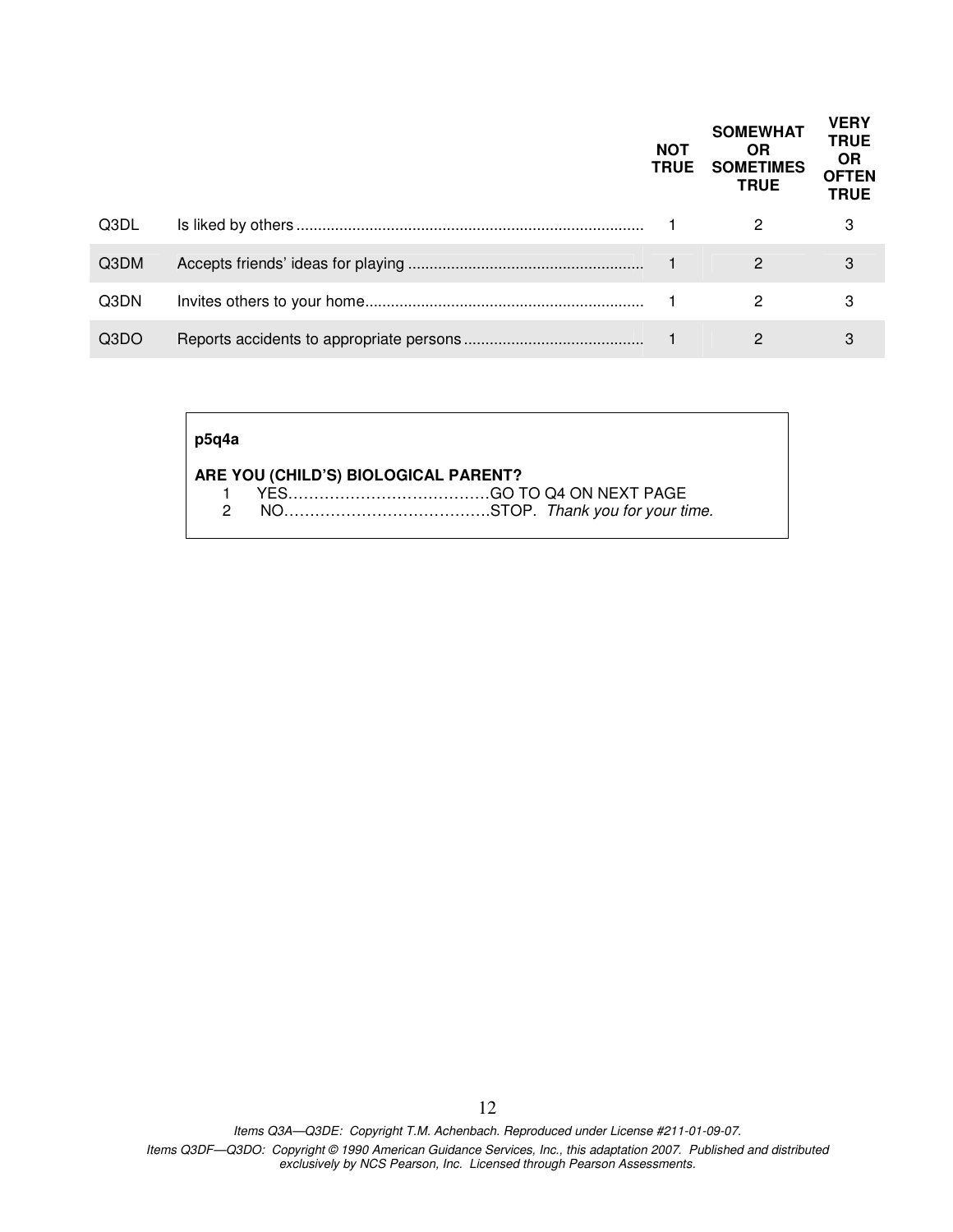| | | NOT TRUE | SOMEWHAT OR SOMETIMES TRUE | VERY TRUE OR OFTEN TRUE |
|---|---|---|---|---|
| Q3DL | Is liked by others | 1 | 2 | 3 |
| Q3DM | Accepts friends' ideas for playing | 1 | 2 | 3 |
| Q3DN | Invites others to your home | 1 | 2 | 3 |
| Q3DO | Reports accidents to appropriate persons | 1 | 2 | 3 |

**p5q4a**

**ARE YOU (CHILD'S) BIOLOGICAL PARENT?**

1 YES…………………………………GO TO Q4 ON NEXT PAGE
2 NO…………………………………STOP. *Thank you for your time.*

*Items Q3A—Q3DE: Copyright T.M. Achenbach. Reproduced under License #211-01-09-07.*

*Items Q3DF—Q3DO: Copyright © 1990 American Guidance Services, Inc., this adaptation 2007. Published and distributed exclusively by NCS Pearson, Inc. Licensed through Pearson Assessments.*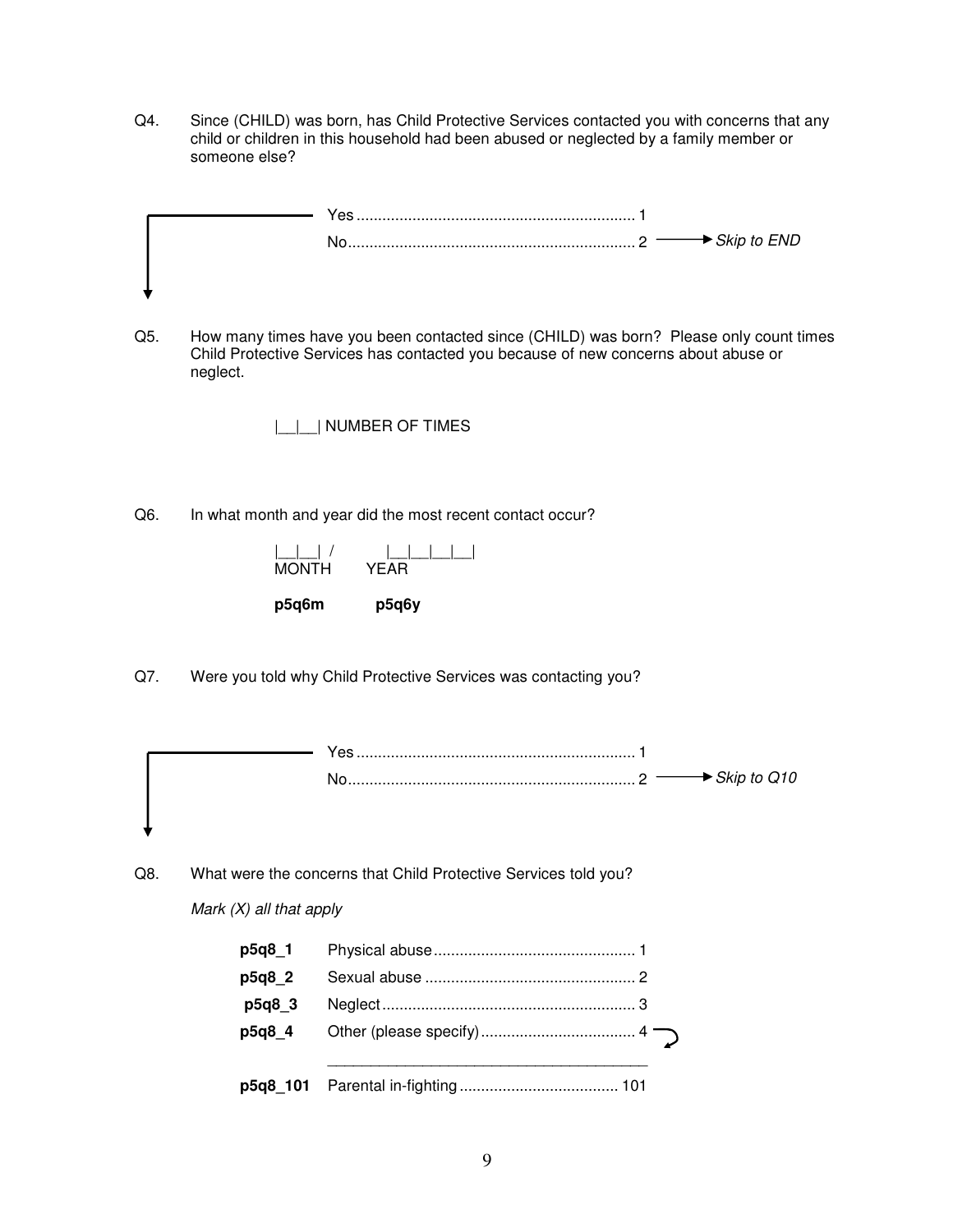Q4. Since (CHILD) was born, has Child Protective Services contacted you with concerns that any child or children in this household had been abused or neglected by a family member or someone else?

Yes .................................................................. 1
No.................................................................... 2 → *Skip to END*

Q5. How many times have you been contacted since (CHILD) was born? Please only count times Child Protective Services has contacted you because of new concerns about abuse or neglect.

|__|__| NUMBER OF TIMES

Q6. In what month and year did the most recent contact occur?

|__|__| / |__|__|__|__|
MONTH YEAR

**p5q6m** **p5q6y**

Q7. Were you told why Child Protective Services was contacting you?

Yes .................................................................. 1
No.................................................................... 2 → *Skip to Q10*

Q8. What were the concerns that Child Protective Services told you?

*Mark (X) all that apply*

| | | |
|---|---|---|
| **p5q8_1** | Physical abuse | 1 |
| **p5q8_2** | Sexual abuse | 2 |
| **p5q8_3** | Neglect | 3 |
| **p5q8_4** | Other (please specify) ______________________ | 4 |
| **p5q8_101** | Parental in-fighting | 101 |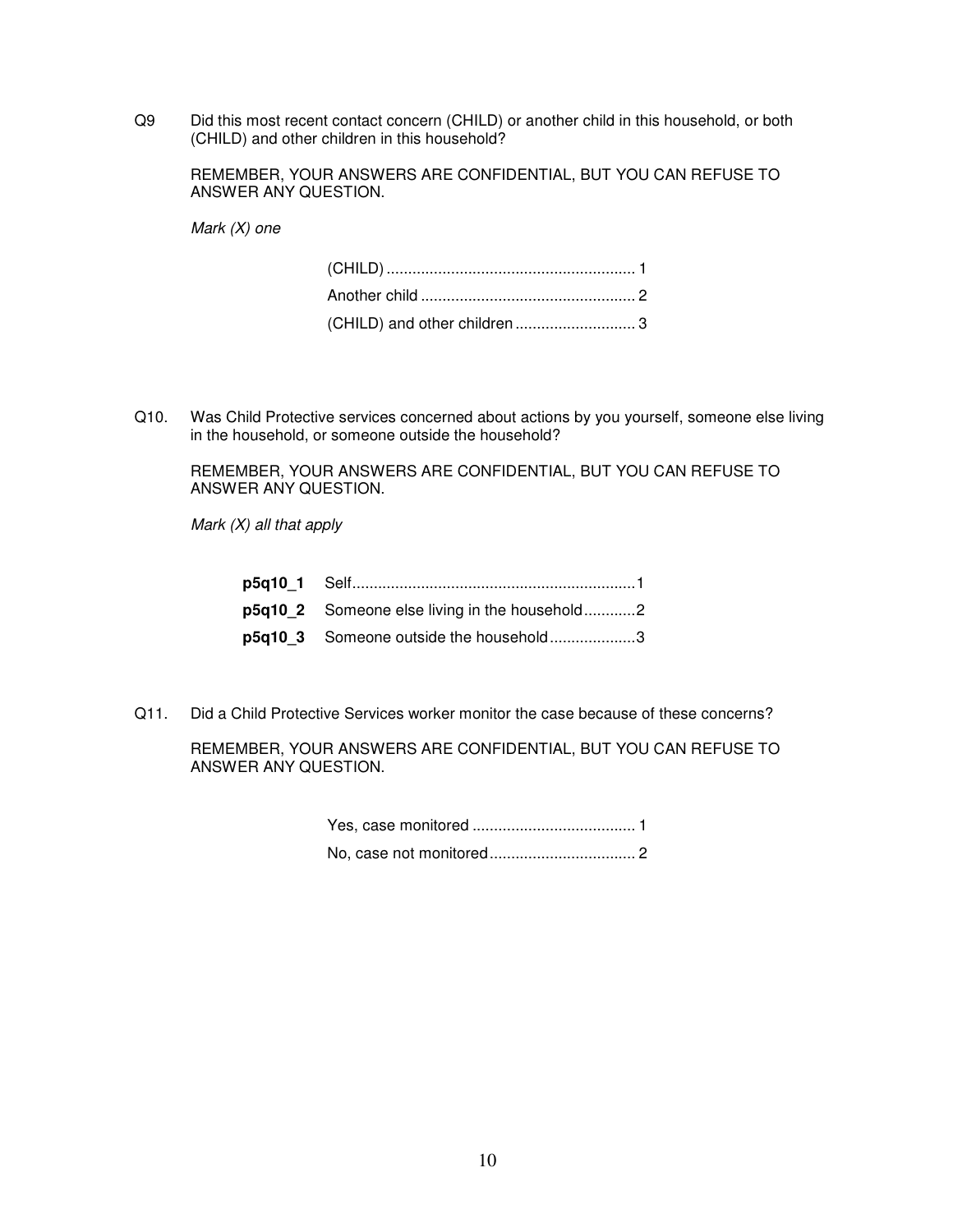Q9 Did this most recent contact concern (CHILD) or another child in this household, or both (CHILD) and other children in this household?

REMEMBER, YOUR ANSWERS ARE CONFIDENTIAL, BUT YOU CAN REFUSE TO ANSWER ANY QUESTION.

*Mark (X) one*

(CHILD) .......................................................... 1
Another child .................................................. 2
(CHILD) and other children ............................ 3

Q10. Was Child Protective services concerned about actions by you yourself, someone else living in the household, or someone outside the household?

REMEMBER, YOUR ANSWERS ARE CONFIDENTIAL, BUT YOU CAN REFUSE TO ANSWER ANY QUESTION.

*Mark (X) all that apply*

**p5q10_1** Self.................................................................1
**p5q10_2** Someone else living in the household............2
**p5q10_3** Someone outside the household....................3

Q11. Did a Child Protective Services worker monitor the case because of these concerns?

REMEMBER, YOUR ANSWERS ARE CONFIDENTIAL, BUT YOU CAN REFUSE TO ANSWER ANY QUESTION.

Yes, case monitored ...................................... 1
No, case not monitored .................................. 2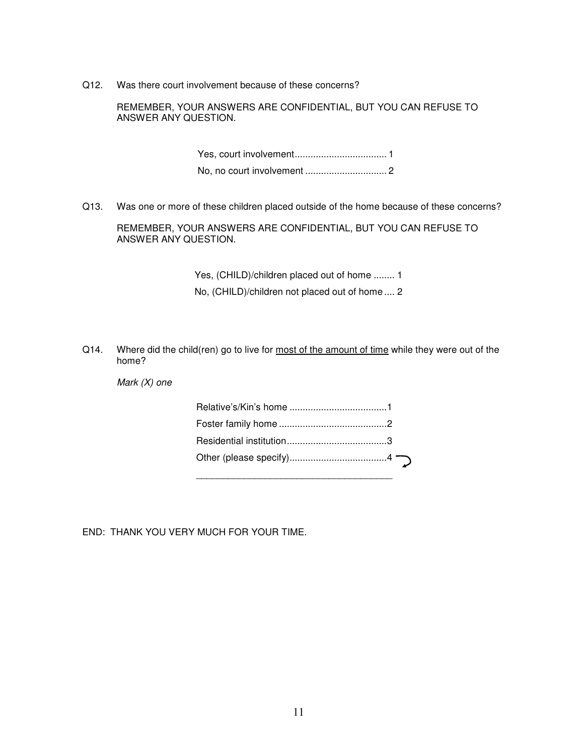Q12. Was there court involvement because of these concerns?

REMEMBER, YOUR ANSWERS ARE CONFIDENTIAL, BUT YOU CAN REFUSE TO ANSWER ANY QUESTION.

Yes, court involvement.................................. 1
No, no court involvement .............................. 2

Q13. Was one or more of these children placed outside of the home because of these concerns?

REMEMBER, YOUR ANSWERS ARE CONFIDENTIAL, BUT YOU CAN REFUSE TO ANSWER ANY QUESTION.

Yes, (CHILD)/children placed out of home ........ 1
No, (CHILD)/children not placed out of home .... 2

Q14. Where did the child(ren) go to live for <u>most of the amount of time</u> while they were out of the home?

*Mark (X) one*

Relative's/Kin's home ....................................1
Foster family home ........................................2
Residential institution.....................................3
Other (please specify)....................................4

______________________________________

END: THANK YOU VERY MUCH FOR YOUR TIME.